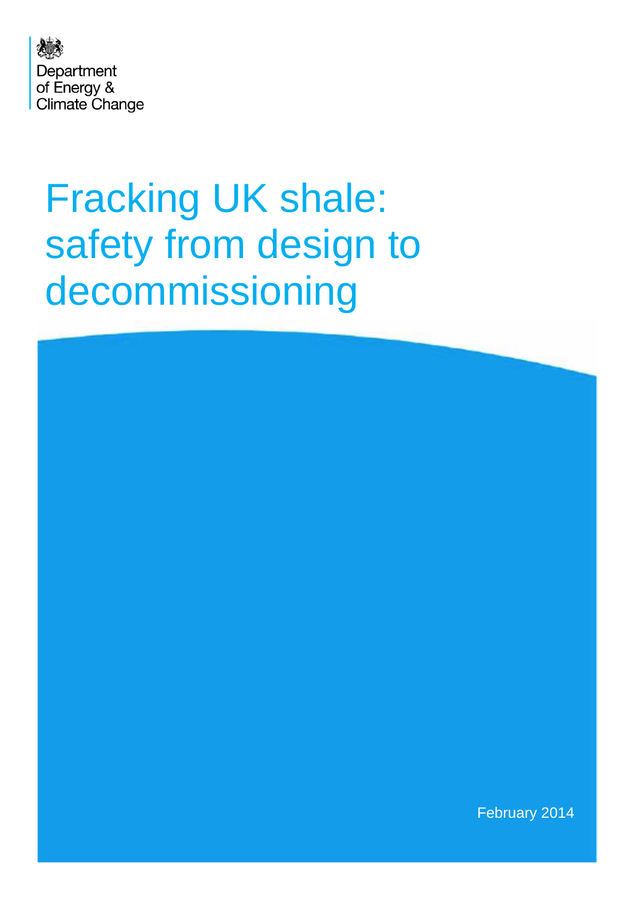Department
of Energy &
Climate Change

# Fracking UK shale: safety from design to decommissioning

February 2014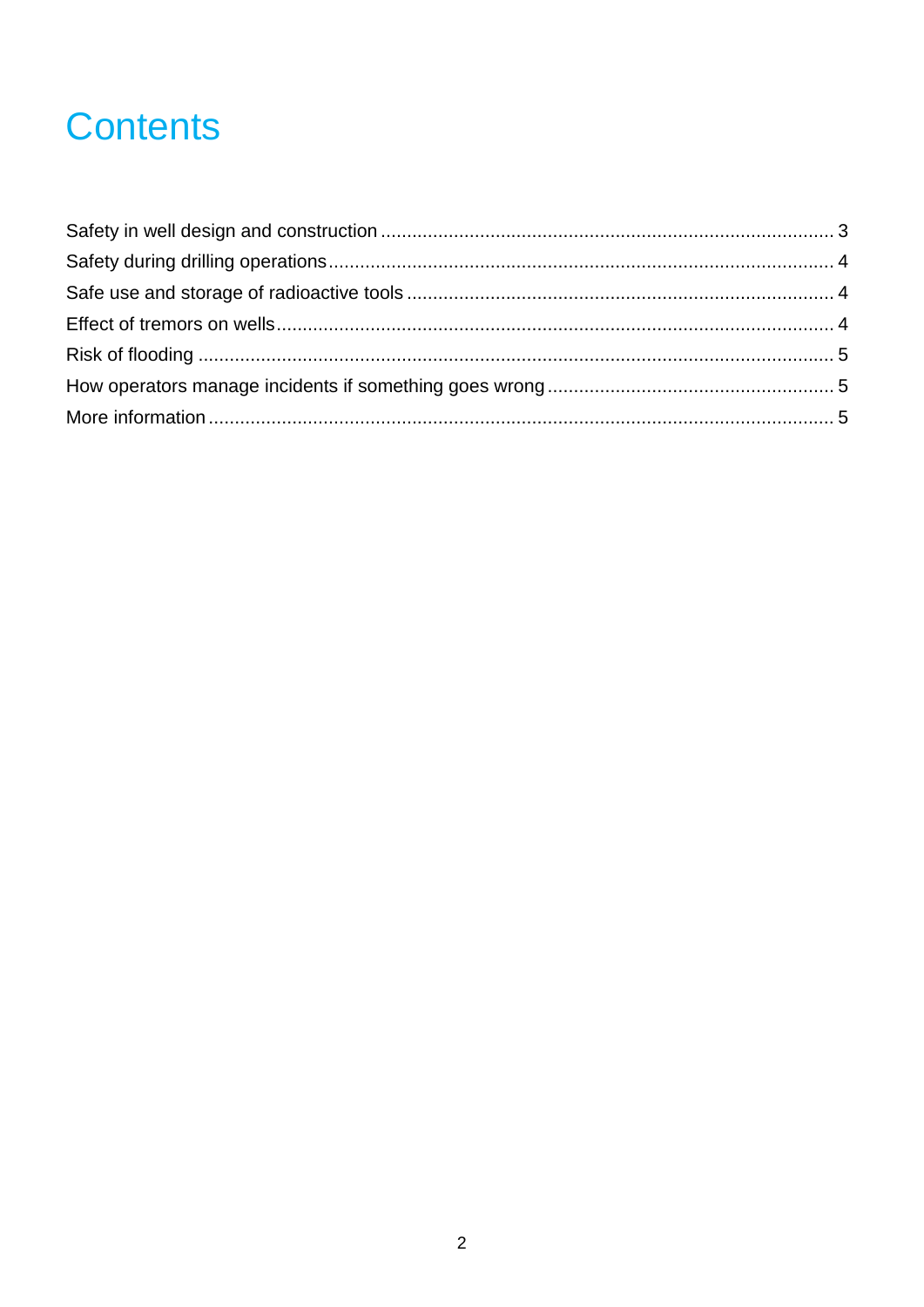# Contents

Safety in well design and construction ..................................................................................... 3
Safety during drilling operations................................................................................................ 4
Safe use and storage of radioactive tools .................................................................................. 4
Effect of tremors on wells........................................................................................................... 4
Risk of flooding ........................................................................................................................... 5
How operators manage incidents if something goes wrong ...................................................... 5
More information ......................................................................................................................... 5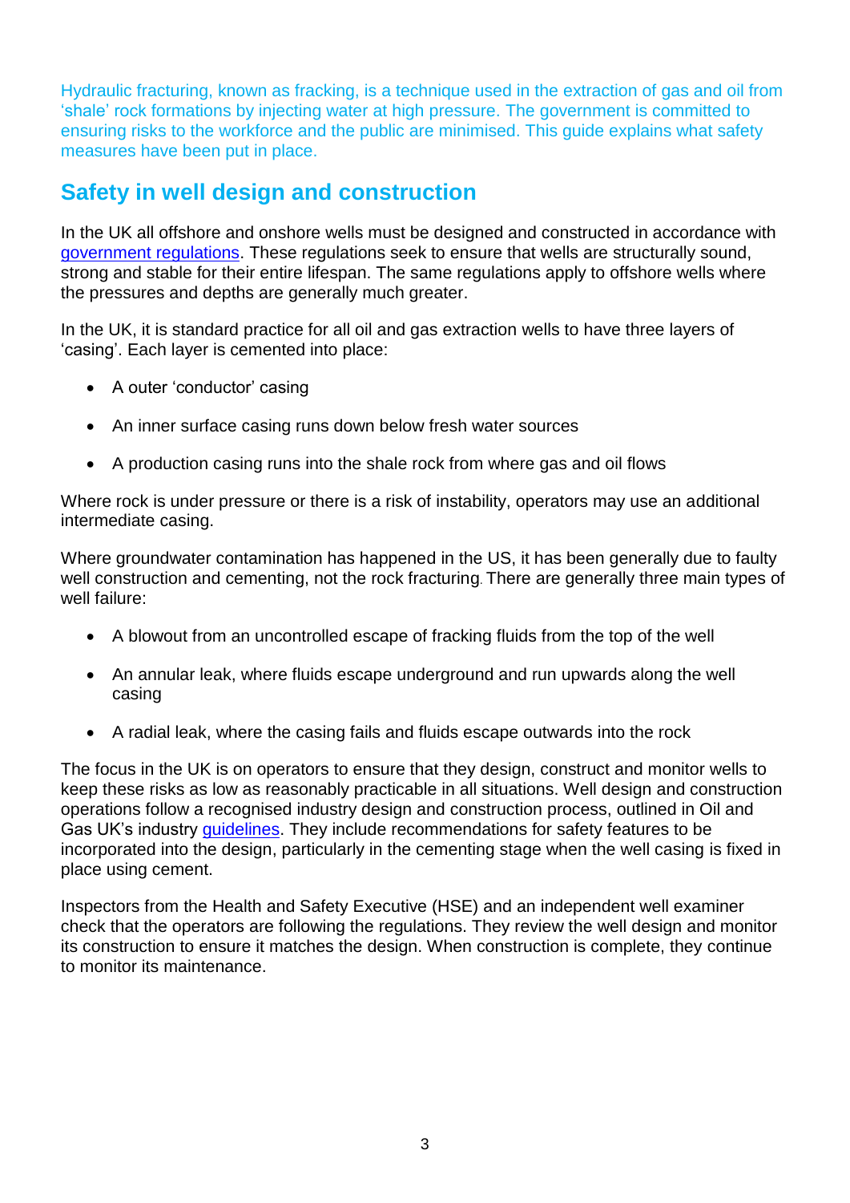Hydraulic fracturing, known as fracking, is a technique used in the extraction of gas and oil from 'shale' rock formations by injecting water at high pressure. The government is committed to ensuring risks to the workforce and the public are minimised. This guide explains what safety measures have been put in place.

## Safety in well design and construction

In the UK all offshore and onshore wells must be designed and constructed in accordance with government regulations. These regulations seek to ensure that wells are structurally sound, strong and stable for their entire lifespan. The same regulations apply to offshore wells where the pressures and depths are generally much greater.

In the UK, it is standard practice for all oil and gas extraction wells to have three layers of 'casing'. Each layer is cemented into place:

- A outer 'conductor' casing
- An inner surface casing runs down below fresh water sources
- A production casing runs into the shale rock from where gas and oil flows

Where rock is under pressure or there is a risk of instability, operators may use an additional intermediate casing.

Where groundwater contamination has happened in the US, it has been generally due to faulty well construction and cementing, not the rock fracturing. There are generally three main types of well failure:

- A blowout from an uncontrolled escape of fracking fluids from the top of the well
- An annular leak, where fluids escape underground and run upwards along the well casing
- A radial leak, where the casing fails and fluids escape outwards into the rock

The focus in the UK is on operators to ensure that they design, construct and monitor wells to keep these risks as low as reasonably practicable in all situations. Well design and construction operations follow a recognised industry design and construction process, outlined in Oil and Gas UK's industry guidelines. They include recommendations for safety features to be incorporated into the design, particularly in the cementing stage when the well casing is fixed in place using cement.

Inspectors from the Health and Safety Executive (HSE) and an independent well examiner check that the operators are following the regulations. They review the well design and monitor its construction to ensure it matches the design. When construction is complete, they continue to monitor its maintenance.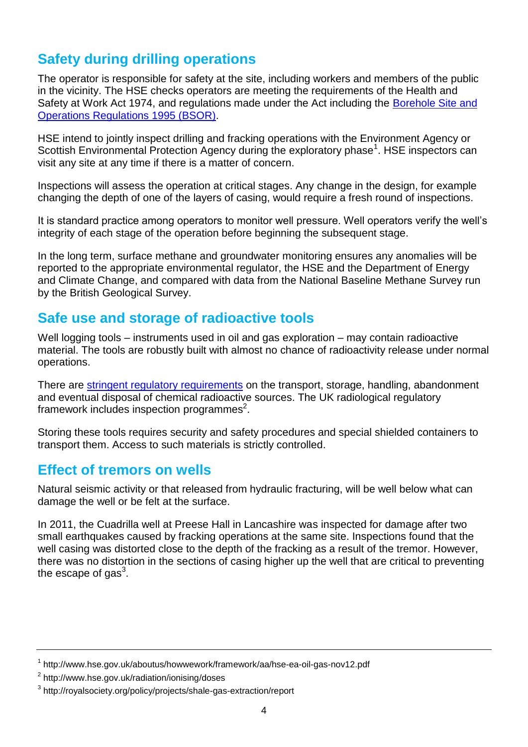## Safety during drilling operations

The operator is responsible for safety at the site, including workers and members of the public in the vicinity. The HSE checks operators are meeting the requirements of the Health and Safety at Work Act 1974, and regulations made under the Act including the Borehole Site and Operations Regulations 1995 (BSOR).

HSE intend to jointly inspect drilling and fracking operations with the Environment Agency or Scottish Environmental Protection Agency during the exploratory phase[1]. HSE inspectors can visit any site at any time if there is a matter of concern.

Inspections will assess the operation at critical stages. Any change in the design, for example changing the depth of one of the layers of casing, would require a fresh round of inspections.

It is standard practice among operators to monitor well pressure. Well operators verify the well's integrity of each stage of the operation before beginning the subsequent stage.

In the long term, surface methane and groundwater monitoring ensures any anomalies will be reported to the appropriate environmental regulator, the HSE and the Department of Energy and Climate Change, and compared with data from the National Baseline Methane Survey run by the British Geological Survey.

## Safe use and storage of radioactive tools

Well logging tools – instruments used in oil and gas exploration – may contain radioactive material. The tools are robustly built with almost no chance of radioactivity release under normal operations.

There are stringent regulatory requirements on the transport, storage, handling, abandonment and eventual disposal of chemical radioactive sources. The UK radiological regulatory framework includes inspection programmes[2].

Storing these tools requires security and safety procedures and special shielded containers to transport them. Access to such materials is strictly controlled.

## Effect of tremors on wells

Natural seismic activity or that released from hydraulic fracturing, will be well below what can damage the well or be felt at the surface.

In 2011, the Cuadrilla well at Preese Hall in Lancashire was inspected for damage after two small earthquakes caused by fracking operations at the same site. Inspections found that the well casing was distorted close to the depth of the fracking as a result of the tremor. However, there was no distortion in the sections of casing higher up the well that are critical to preventing the escape of gas[3].

---

[1] http://www.hse.gov.uk/aboutus/howwework/framework/aa/hse-ea-oil-gas-nov12.pdf

[2] http://www.hse.gov.uk/radiation/ionising/doses

[3] http://royalsociety.org/policy/projects/shale-gas-extraction/report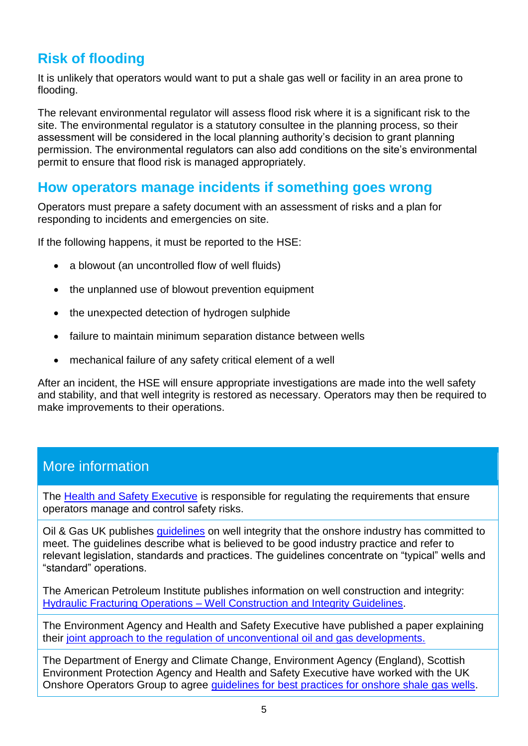## Risk of flooding

It is unlikely that operators would want to put a shale gas well or facility in an area prone to flooding.

The relevant environmental regulator will assess flood risk where it is a significant risk to the site. The environmental regulator is a statutory consultee in the planning process, so their assessment will be considered in the local planning authority's decision to grant planning permission. The environmental regulators can also add conditions on the site's environmental permit to ensure that flood risk is managed appropriately.

## How operators manage incidents if something goes wrong

Operators must prepare a safety document with an assessment of risks and a plan for responding to incidents and emergencies on site.

If the following happens, it must be reported to the HSE:

- a blowout (an uncontrolled flow of well fluids)
- the unplanned use of blowout prevention equipment
- the unexpected detection of hydrogen sulphide
- failure to maintain minimum separation distance between wells
- mechanical failure of any safety critical element of a well

After an incident, the HSE will ensure appropriate investigations are made into the well safety and stability, and that well integrity is restored as necessary. Operators may then be required to make improvements to their operations.

## More information

The Health and Safety Executive is responsible for regulating the requirements that ensure operators manage and control safety risks.

Oil & Gas UK publishes guidelines on well integrity that the onshore industry has committed to meet. The guidelines describe what is believed to be good industry practice and refer to relevant legislation, standards and practices. The guidelines concentrate on "typical" wells and "standard" operations.

The American Petroleum Institute publishes information on well construction and integrity: Hydraulic Fracturing Operations – Well Construction and Integrity Guidelines.

The Environment Agency and Health and Safety Executive have published a paper explaining their joint approach to the regulation of unconventional oil and gas developments.

The Department of Energy and Climate Change, Environment Agency (England), Scottish Environment Protection Agency and Health and Safety Executive have worked with the UK Onshore Operators Group to agree guidelines for best practices for onshore shale gas wells.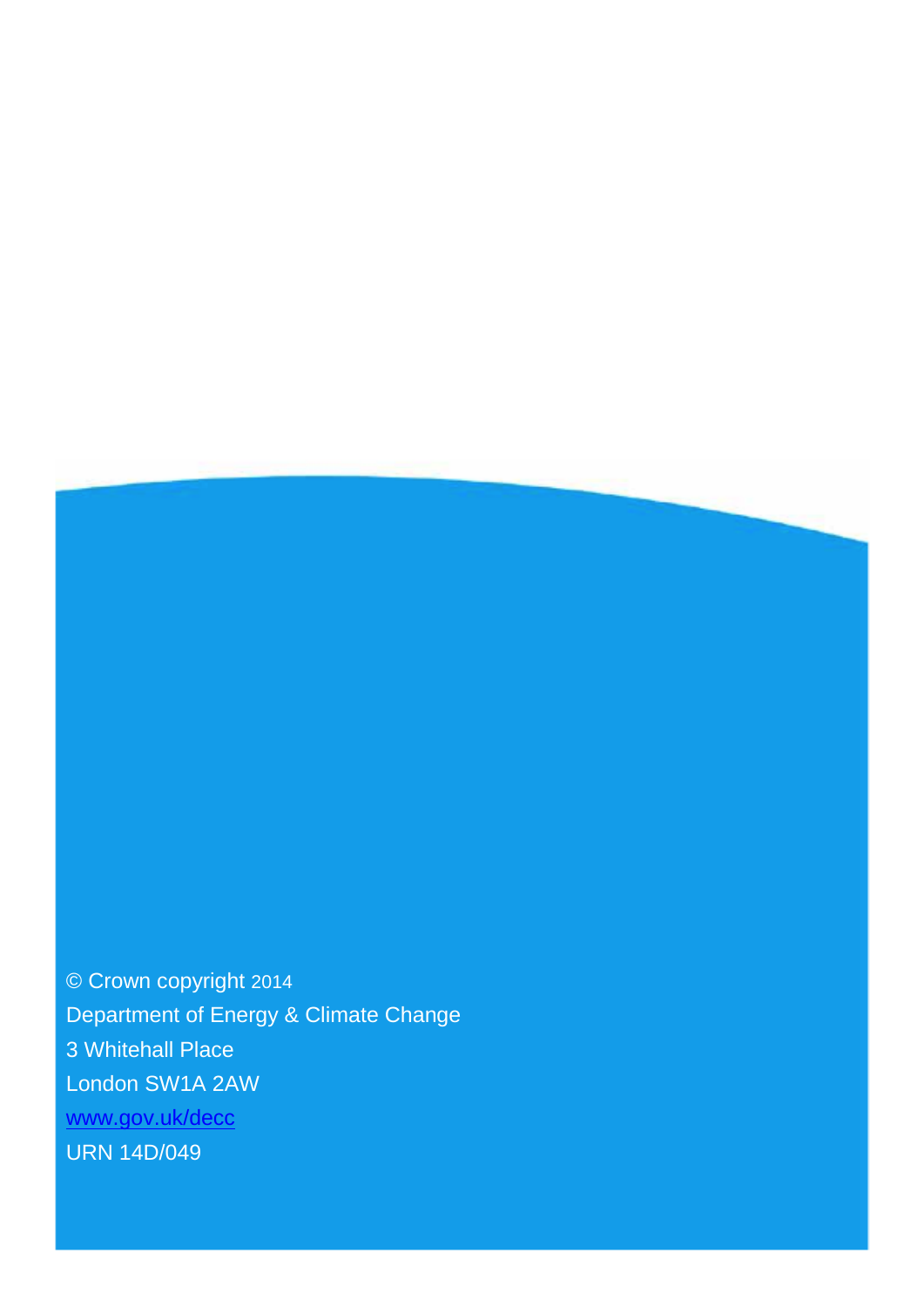© Crown copyright 2014
Department of Energy & Climate Change
3 Whitehall Place
London SW1A 2AW
www.gov.uk/decc
URN 14D/049